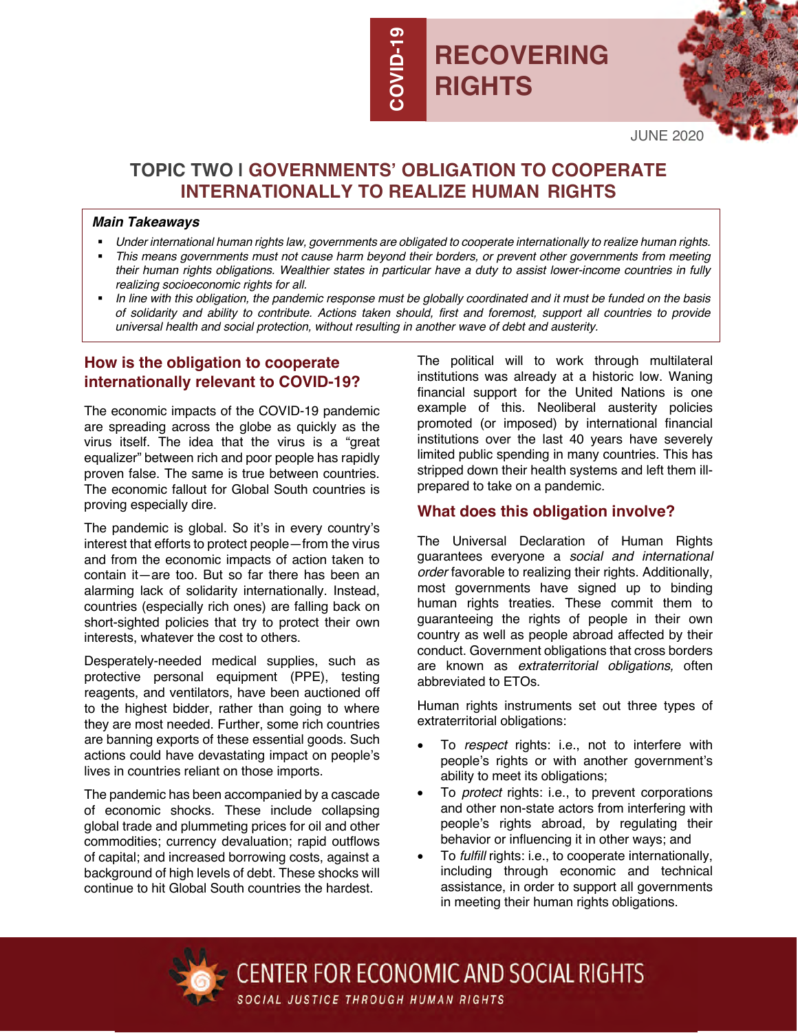COVID-19

# RECOVERING RIGHTS

JUNE 2020

## TOPIC TWO | GOVERNMENTS' OBLIGATION TO COOPERATE INTERNATIONALLY TO REALIZE HUMAN RIGHTS

***Main Takeaways***

- *Under international human rights law, governments are obligated to cooperate internationally to realize human rights.*
- *This means governments must not cause harm beyond their borders, or prevent other governments from meeting their human rights obligations. Wealthier states in particular have a duty to assist lower-income countries in fully realizing socioeconomic rights for all.*
- *In line with this obligation, the pandemic response must be globally coordinated and it must be funded on the basis of solidarity and ability to contribute. Actions taken should, first and foremost, support all countries to provide universal health and social protection, without resulting in another wave of debt and austerity.*

### How is the obligation to cooperate internationally relevant to COVID-19?

The economic impacts of the COVID-19 pandemic are spreading across the globe as quickly as the virus itself. The idea that the virus is a "great equalizer" between rich and poor people has rapidly proven false. The same is true between countries. The economic fallout for Global South countries is proving especially dire.

The pandemic is global. So it's in every country's interest that efforts to protect people—from the virus and from the economic impacts of action taken to contain it—are too. But so far there has been an alarming lack of solidarity internationally. Instead, countries (especially rich ones) are falling back on short-sighted policies that try to protect their own interests, whatever the cost to others.

Desperately-needed medical supplies, such as protective personal equipment (PPE), testing reagents, and ventilators, have been auctioned off to the highest bidder, rather than going to where they are most needed. Further, some rich countries are banning exports of these essential goods. Such actions could have devastating impact on people's lives in countries reliant on those imports.

The pandemic has been accompanied by a cascade of economic shocks. These include collapsing global trade and plummeting prices for oil and other commodities; currency devaluation; rapid outflows of capital; and increased borrowing costs, against a background of high levels of debt. These shocks will continue to hit Global South countries the hardest.

The political will to work through multilateral institutions was already at a historic low. Waning financial support for the United Nations is one example of this. Neoliberal austerity policies promoted (or imposed) by international financial institutions over the last 40 years have severely limited public spending in many countries. This has stripped down their health systems and left them ill-prepared to take on a pandemic.

### What does this obligation involve?

The Universal Declaration of Human Rights guarantees everyone a *social and international order* favorable to realizing their rights. Additionally, most governments have signed up to binding human rights treaties. These commit them to guaranteeing the rights of people in their own country as well as people abroad affected by their conduct. Government obligations that cross borders are known as *extraterritorial obligations,* often abbreviated to ETOs.

Human rights instruments set out three types of extraterritorial obligations:

- To *respect* rights: i.e., not to interfere with people's rights or with another government's ability to meet its obligations;
- To *protect* rights: i.e., to prevent corporations and other non-state actors from interfering with people's rights abroad, by regulating their behavior or influencing it in other ways; and
- To *fulfill* rights: i.e., to cooperate internationally, including through economic and technical assistance, in order to support all governments in meeting their human rights obligations.

CENTER FOR ECONOMIC AND SOCIAL RIGHTS

SOCIAL JUSTICE THROUGH HUMAN RIGHTS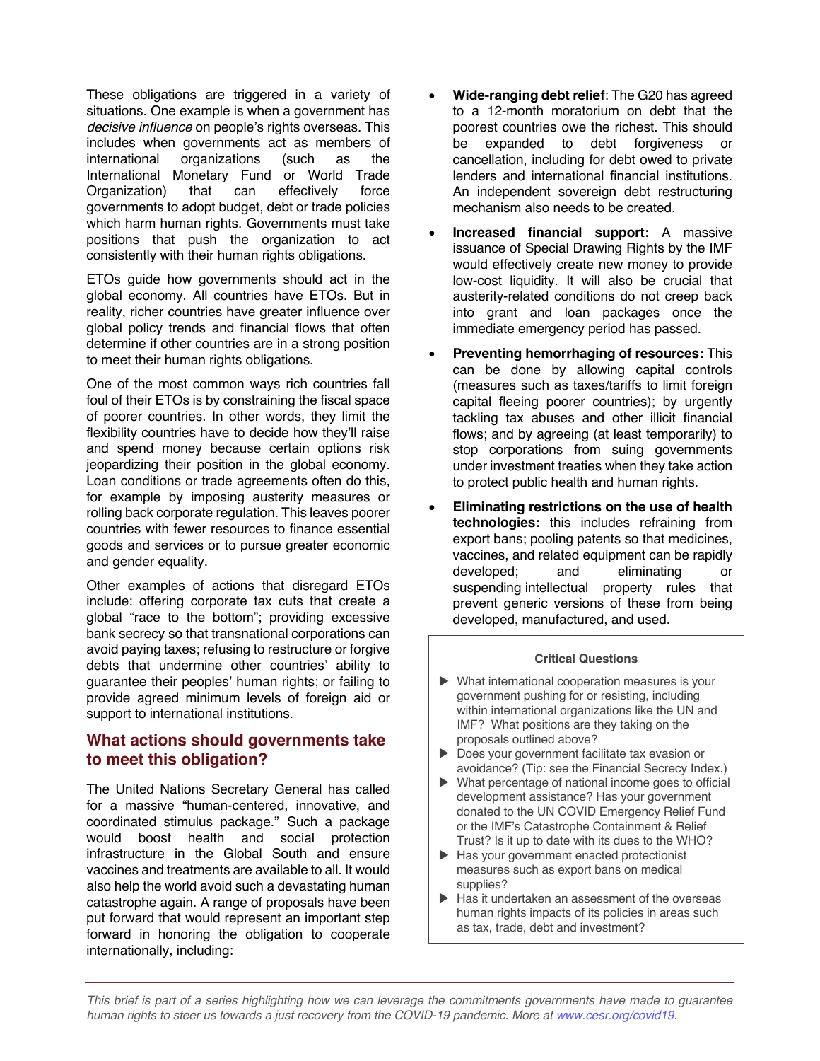These obligations are triggered in a variety of situations. One example is when a government has *decisive influence* on people's rights overseas. This includes when governments act as members of international organizations (such as the International Monetary Fund or World Trade Organization) that can effectively force governments to adopt budget, debt or trade policies which harm human rights. Governments must take positions that push the organization to act consistently with their human rights obligations.

ETOs guide how governments should act in the global economy. All countries have ETOs. But in reality, richer countries have greater influence over global policy trends and financial flows that often determine if other countries are in a strong position to meet their human rights obligations.

One of the most common ways rich countries fall foul of their ETOs is by constraining the fiscal space of poorer countries. In other words, they limit the flexibility countries have to decide how they'll raise and spend money because certain options risk jeopardizing their position in the global economy. Loan conditions or trade agreements often do this, for example by imposing austerity measures or rolling back corporate regulation. This leaves poorer countries with fewer resources to finance essential goods and services or to pursue greater economic and gender equality.

Other examples of actions that disregard ETOs include: offering corporate tax cuts that create a global "race to the bottom"; providing excessive bank secrecy so that transnational corporations can avoid paying taxes; refusing to restructure or forgive debts that undermine other countries' ability to guarantee their peoples' human rights; or failing to provide agreed minimum levels of foreign aid or support to international institutions.

## What actions should governments take to meet this obligation?

The United Nations Secretary General has called for a massive "human-centered, innovative, and coordinated stimulus package." Such a package would boost health and social protection infrastructure in the Global South and ensure vaccines and treatments are available to all. It would also help the world avoid such a devastating human catastrophe again. A range of proposals have been put forward that would represent an important step forward in honoring the obligation to cooperate internationally, including:

- **Wide-ranging debt relief**: The G20 has agreed to a 12-month moratorium on debt that the poorest countries owe the richest. This should be expanded to debt forgiveness or cancellation, including for debt owed to private lenders and international financial institutions. An independent sovereign debt restructuring mechanism also needs to be created.
- **Increased financial support:** A massive issuance of Special Drawing Rights by the IMF would effectively create new money to provide low-cost liquidity. It will also be crucial that austerity-related conditions do not creep back into grant and loan packages once the immediate emergency period has passed.
- **Preventing hemorrhaging of resources:** This can be done by allowing capital controls (measures such as taxes/tariffs to limit foreign capital fleeing poorer countries); by urgently tackling tax abuses and other illicit financial flows; and by agreeing (at least temporarily) to stop corporations from suing governments under investment treaties when they take action to protect public health and human rights.
- **Eliminating restrictions on the use of health technologies:** this includes refraining from export bans; pooling patents so that medicines, vaccines, and related equipment can be rapidly developed; and eliminating or suspending intellectual property rules that prevent generic versions of these from being developed, manufactured, and used.

**Critical Questions**

- What international cooperation measures is your government pushing for or resisting, including within international organizations like the UN and IMF? What positions are they taking on the proposals outlined above?
- Does your government facilitate tax evasion or avoidance? (Tip: see the Financial Secrecy Index.)
- What percentage of national income goes to official development assistance? Has your government donated to the UN COVID Emergency Relief Fund or the IMF's Catastrophe Containment & Relief Trust? Is it up to date with its dues to the WHO?
- Has your government enacted protectionist measures such as export bans on medical supplies?
- Has it undertaken an assessment of the overseas human rights impacts of its policies in areas such as tax, trade, debt and investment?

*This brief is part of a series highlighting how we can leverage the commitments governments have made to guarantee human rights to steer us towards a just recovery from the COVID-19 pandemic. More at [www.cesr.org/covid19](www.cesr.org/covid19).*